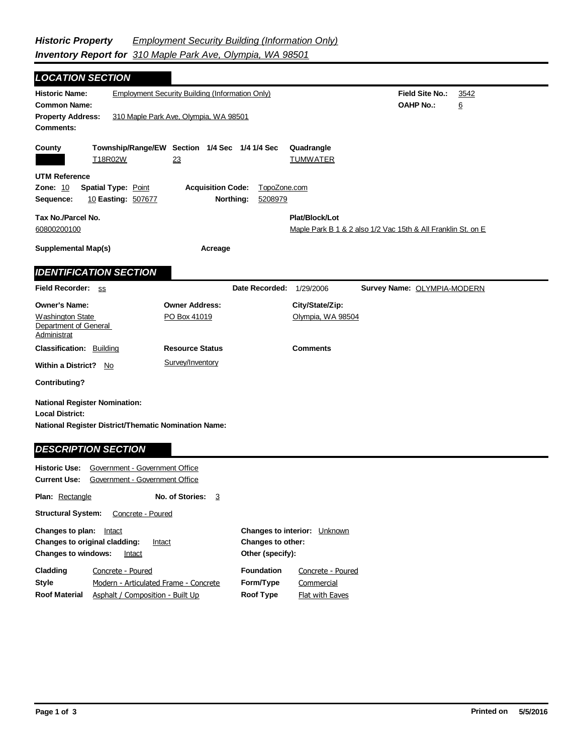***Historic Property Inventory Report for*** *Employment Security Building (Information Only)*
*310 Maple Park Ave, Olympia, WA 98501*

## LOCATION SECTION

**Historic Name:** Employment Security Building (Information Only)
**Field Site No.:** 3542
**Common Name:**
**OAHP No.:** 6
**Property Address:** 310 Maple Park Ave, Olympia, WA 98501
**Comments:**

| County | Township/Range/EW | Section | 1/4 Sec | 1/4 1/4 Sec | Quadrangle |
|---|---|---|---|---|---|
| | T18R02W | 23 | | | TUMWATER |

**UTM Reference**
**Zone:** 10 **Spatial Type:** Point **Acquisition Code:** TopoZone.com
**Sequence:** 10 **Easting:** 507677 **Northing:** 5208979

**Tax No./Parcel No.** 60800200100
**Plat/Block/Lot** Maple Park B 1 & 2 also 1/2 Vac 15th & All Franklin St. on E

**Supplemental Map(s)**
**Acreage**

## IDENTIFICATION SECTION

**Field Recorder:** ss **Date Recorded:** 1/29/2006 **Survey Name:** OLYMPIA-MODERN

| Owner's Name: | Owner Address: | City/State/Zip: |
|---|---|---|
| Washington State Department of General Administrat | PO Box 41019 | Olympia, WA 98504 |

**Classification:** Building
**Resource Status:** Survey/Inventory
**Comments**
**Within a District?** No
**Contributing?**

**National Register Nomination:**
**Local District:**
**National Register District/Thematic Nomination Name:**

## DESCRIPTION SECTION

**Historic Use:** Government - Government Office
**Current Use:** Government - Government Office

**Plan:** Rectangle **No. of Stories:** 3

**Structural System:** Concrete - Poured

**Changes to plan:** Intact
**Changes to original cladding:** Intact
**Changes to windows:** Intact
**Changes to interior:** Unknown
**Changes to other:**
**Other (specify):**

| | | | |
|---|---|---|---|
| **Cladding** | Concrete - Poured | **Foundation** | Concrete - Poured |
| **Style** | Modern - Articulated Frame - Concrete | **Form/Type** | Commercial |
| **Roof Material** | Asphalt / Composition - Built Up | **Roof Type** | Flat with Eaves |

**Printed on** 5/5/2016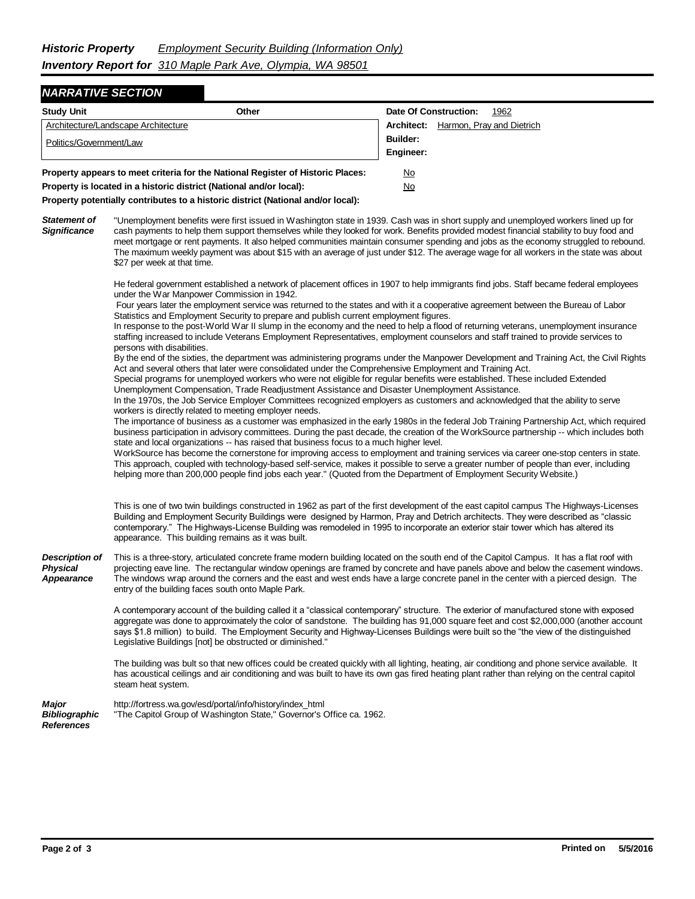**Historic Property Inventory Report for** *Employment Security Building (Information Only)*
*310 Maple Park Ave, Olympia, WA 98501*

## NARRATIVE SECTION

| Study Unit | Other | |
|---|---|---|
| Architecture/Landscape Architecture | | **Date Of Construction:** 1962 |
| Politics/Government/Law | | **Architect:** Harmon, Pray and Dietrich |
| | | **Builder:** |
| | | **Engineer:** |

**Property appears to meet criteria for the National Register of Historic Places:** No

**Property is located in a historic district (National and/or local):** No

**Property potentially contributes to a historic district (National and/or local):**

### Statement of Significance

"Unemployment benefits were first issued in Washington state in 1939. Cash was in short supply and unemployed workers lined up for cash payments to help them support themselves while they looked for work. Benefits provided modest financial stability to buy food and meet mortgage or rent payments. It also helped communities maintain consumer spending and jobs as the economy struggled to rebound. The maximum weekly payment was about $15 with an average of just under $12. The average wage for all workers in the state was about $27 per week at that time.

He federal government established a network of placement offices in 1907 to help immigrants find jobs. Staff became federal employees under the War Manpower Commission in 1942.
Four years later the employment service was returned to the states and with it a cooperative agreement between the Bureau of Labor Statistics and Employment Security to prepare and publish current employment figures.
In response to the post-World War II slump in the economy and the need to help a flood of returning veterans, unemployment insurance staffing increased to include Veterans Employment Representatives, employment counselors and staff trained to provide services to persons with disabilities.
By the end of the sixties, the department was administering programs under the Manpower Development and Training Act, the Civil Rights Act and several others that later were consolidated under the Comprehensive Employment and Training Act.
Special programs for unemployed workers who were not eligible for regular benefits were established. These included Extended Unemployment Compensation, Trade Readjustment Assistance and Disaster Unemployment Assistance.
In the 1970s, the Job Service Employer Committees recognized employers as customers and acknowledged that the ability to serve workers is directly related to meeting employer needs.
The importance of business as a customer was emphasized in the early 1980s in the federal Job Training Partnership Act, which required business participation in advisory committees. During the past decade, the creation of the WorkSource partnership -- which includes both state and local organizations -- has raised that business focus to a much higher level.
WorkSource has become the cornerstone for improving access to employment and training services via career one-stop centers in state. This approach, coupled with technology-based self-service, makes it possible to serve a greater number of people than ever, including helping more than 200,000 people find jobs each year." (Quoted from the Department of Employment Security Website.)

This is one of two twin buildings constructed in 1962 as part of the first development of the east capitol campus The Highways-Licenses Building and Employment Security Buildings were designed by Harmon, Pray and Detrich architects. They were described as "classic contemporary." The Highways-License Building was remodeled in 1995 to incorporate an exterior stair tower which has altered its appearance. This building remains as it was built.

### Description of Physical Appearance

This is a three-story, articulated concrete frame modern building located on the south end of the Capitol Campus. It has a flat roof with projecting eave line. The rectangular window openings are framed by concrete and have panels above and below the casement windows. The windows wrap around the corners and the east and west ends have a large concrete panel in the center with a pierced design. The entry of the building faces south onto Maple Park.

A contemporary account of the building called it a "classical contemporary" structure. The exterior of manufactured stone with exposed aggregate was done to approximately the color of sandstone. The building has 91,000 square feet and cost $2,000,000 (another account says $1.8 million) to build. The Employment Security and Highway-Licenses Buildings were built so the "the view of the distinguished Legislative Buildings [not] be obstructed or diminished."

The building was bult so that new offices could be created quickly with all lighting, heating, air conditiong and phone service available. It has acoustical ceilings and air conditioning and was built to have its own gas fired heating plant rather than relying on the central capitol steam heat system.

### Major Bibliographic References

http://fortress.wa.gov/esd/portal/info/history/index_html
"The Capitol Group of Washington State," Governor's Office ca. 1962.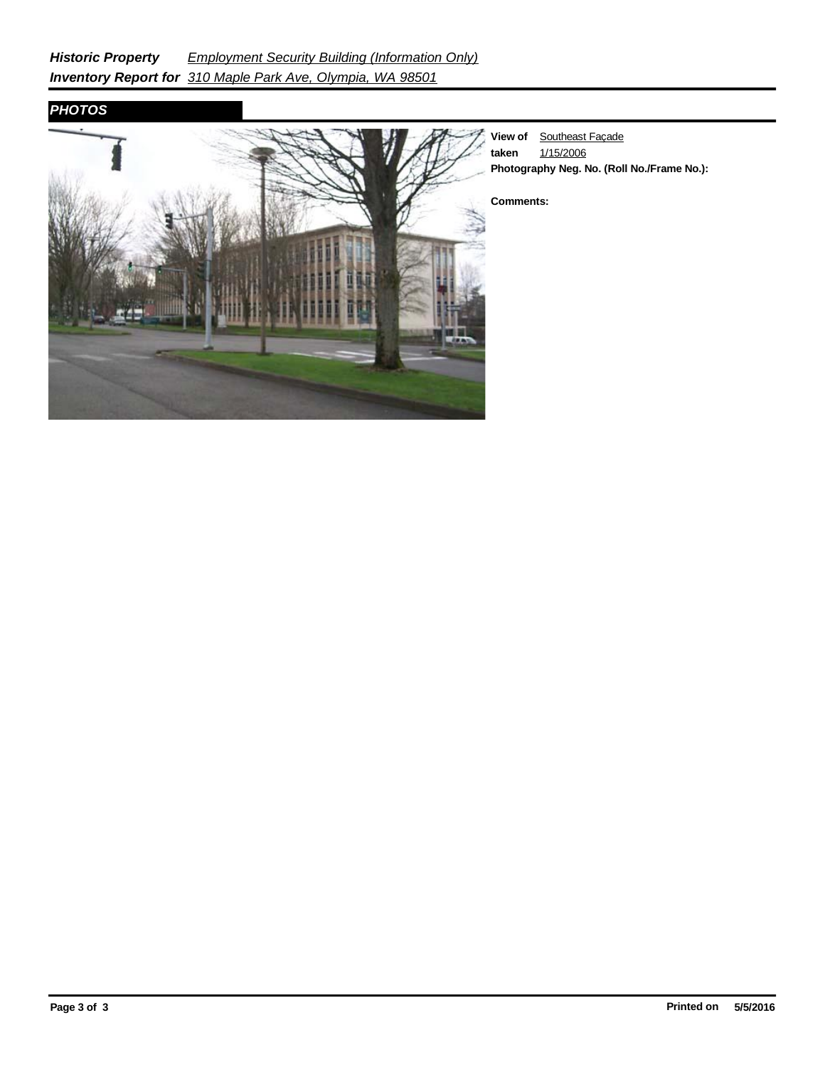***Historic Property Inventory Report for*** *Employment Security Building (Information Only)*
*310 Maple Park Ave, Olympia, WA 98501*

## *PHOTOS*

**View of** Southeast Façade
**taken** 1/15/2006
**Photography Neg. No. (Roll No./Frame No.):**

**Comments:**

**Printed on** **5/5/2016**